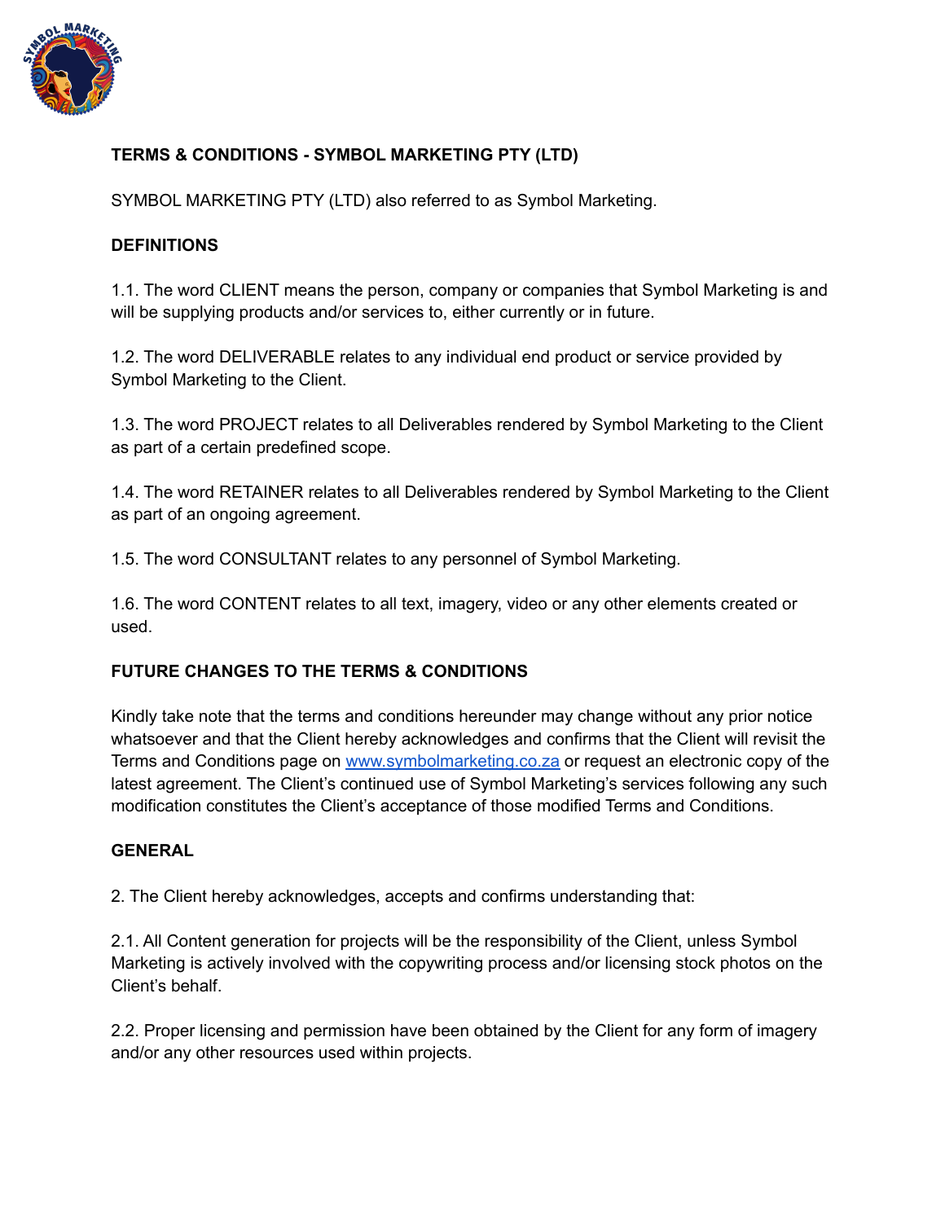# TERMS & CONDITIONS - SYMBOL MARKETING PTY (LTD)

SYMBOL MARKETING PTY (LTD) also referred to as Symbol Marketing.

## DEFINITIONS

1.1. The word CLIENT means the person, company or companies that Symbol Marketing is and will be supplying products and/or services to, either currently or in future.

1.2. The word DELIVERABLE relates to any individual end product or service provided by Symbol Marketing to the Client.

1.3. The word PROJECT relates to all Deliverables rendered by Symbol Marketing to the Client as part of a certain predefined scope.

1.4. The word RETAINER relates to all Deliverables rendered by Symbol Marketing to the Client as part of an ongoing agreement.

1.5. The word CONSULTANT relates to any personnel of Symbol Marketing.

1.6. The word CONTENT relates to all text, imagery, video or any other elements created or used.

## FUTURE CHANGES TO THE TERMS & CONDITIONS

Kindly take note that the terms and conditions hereunder may change without any prior notice whatsoever and that the Client hereby acknowledges and confirms that the Client will revisit the Terms and Conditions page on [www.symbolmarketing.co.za](http://www.symbolmarketing.co.za) or request an electronic copy of the latest agreement. The Client's continued use of Symbol Marketing's services following any such modification constitutes the Client's acceptance of those modified Terms and Conditions.

## GENERAL

2. The Client hereby acknowledges, accepts and confirms understanding that:

2.1. All Content generation for projects will be the responsibility of the Client, unless Symbol Marketing is actively involved with the copywriting process and/or licensing stock photos on the Client's behalf.

2.2. Proper licensing and permission have been obtained by the Client for any form of imagery and/or any other resources used within projects.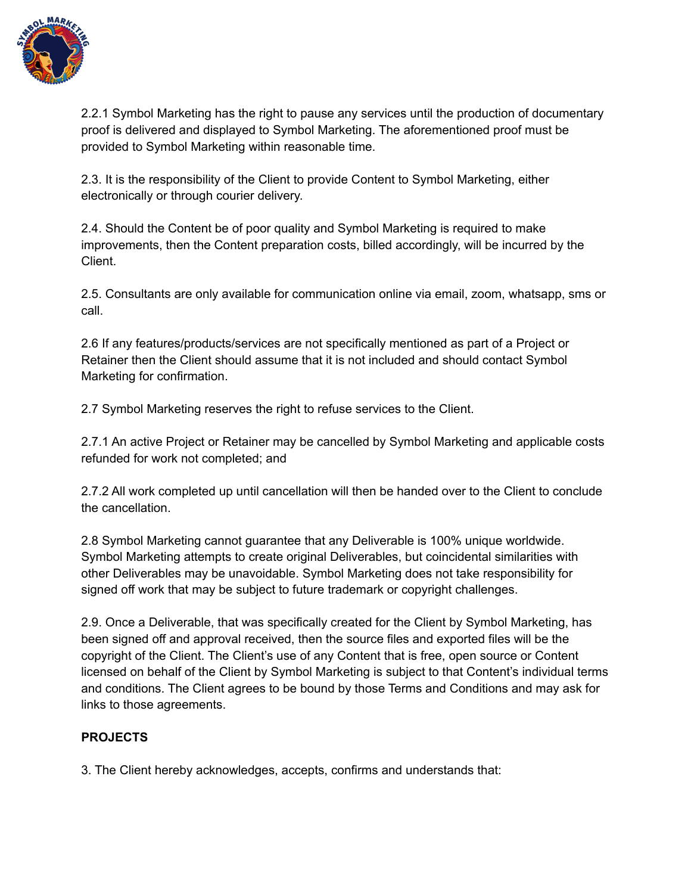2.2.1 Symbol Marketing has the right to pause any services until the production of documentary proof is delivered and displayed to Symbol Marketing. The aforementioned proof must be provided to Symbol Marketing within reasonable time.

2.3. It is the responsibility of the Client to provide Content to Symbol Marketing, either electronically or through courier delivery.

2.4. Should the Content be of poor quality and Symbol Marketing is required to make improvements, then the Content preparation costs, billed accordingly, will be incurred by the Client.

2.5. Consultants are only available for communication online via email, zoom, whatsapp, sms or call.

2.6 If any features/products/services are not specifically mentioned as part of a Project or Retainer then the Client should assume that it is not included and should contact Symbol Marketing for confirmation.

2.7 Symbol Marketing reserves the right to refuse services to the Client.

2.7.1 An active Project or Retainer may be cancelled by Symbol Marketing and applicable costs refunded for work not completed; and

2.7.2 All work completed up until cancellation will then be handed over to the Client to conclude the cancellation.

2.8 Symbol Marketing cannot guarantee that any Deliverable is 100% unique worldwide. Symbol Marketing attempts to create original Deliverables, but coincidental similarities with other Deliverables may be unavoidable. Symbol Marketing does not take responsibility for signed off work that may be subject to future trademark or copyright challenges.

2.9. Once a Deliverable, that was specifically created for the Client by Symbol Marketing, has been signed off and approval received, then the source files and exported files will be the copyright of the Client. The Client's use of any Content that is free, open source or Content licensed on behalf of the Client by Symbol Marketing is subject to that Content's individual terms and conditions. The Client agrees to be bound by those Terms and Conditions and may ask for links to those agreements.

**PROJECTS**

3. The Client hereby acknowledges, accepts, confirms and understands that: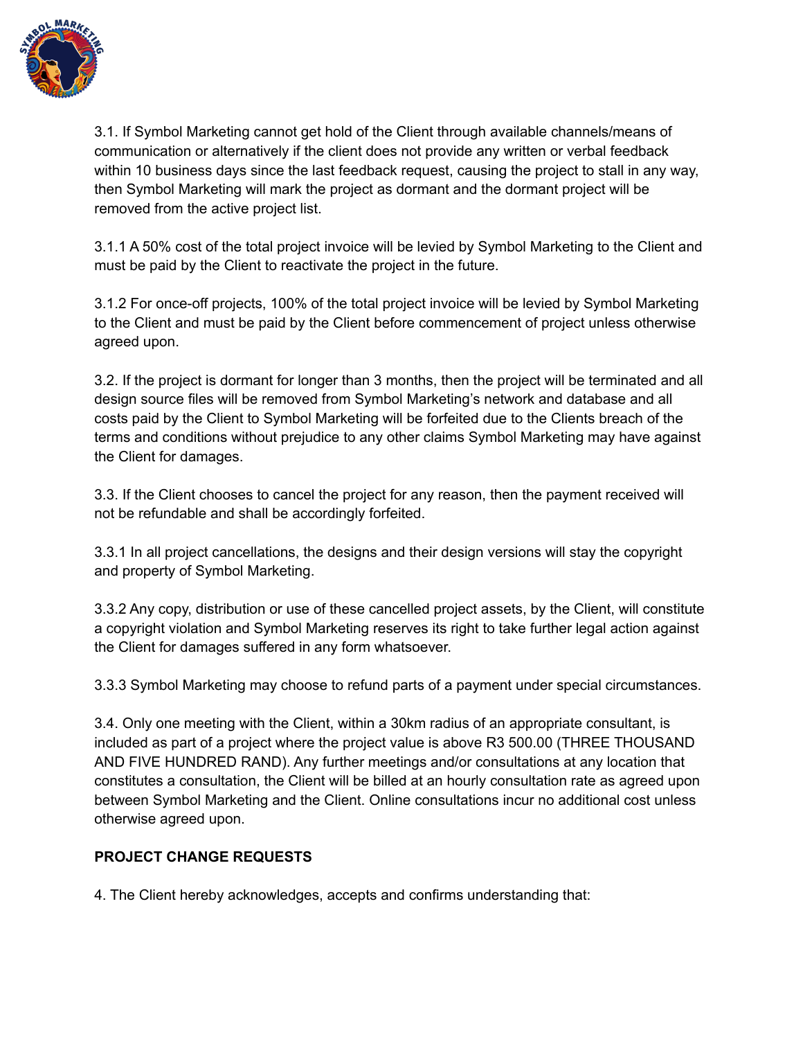3.1. If Symbol Marketing cannot get hold of the Client through available channels/means of communication or alternatively if the client does not provide any written or verbal feedback within 10 business days since the last feedback request, causing the project to stall in any way, then Symbol Marketing will mark the project as dormant and the dormant project will be removed from the active project list.

3.1.1 A 50% cost of the total project invoice will be levied by Symbol Marketing to the Client and must be paid by the Client to reactivate the project in the future.

3.1.2 For once-off projects, 100% of the total project invoice will be levied by Symbol Marketing to the Client and must be paid by the Client before commencement of project unless otherwise agreed upon.

3.2. If the project is dormant for longer than 3 months, then the project will be terminated and all design source files will be removed from Symbol Marketing's network and database and all costs paid by the Client to Symbol Marketing will be forfeited due to the Clients breach of the terms and conditions without prejudice to any other claims Symbol Marketing may have against the Client for damages.

3.3. If the Client chooses to cancel the project for any reason, then the payment received will not be refundable and shall be accordingly forfeited.

3.3.1 In all project cancellations, the designs and their design versions will stay the copyright and property of Symbol Marketing.

3.3.2 Any copy, distribution or use of these cancelled project assets, by the Client, will constitute a copyright violation and Symbol Marketing reserves its right to take further legal action against the Client for damages suffered in any form whatsoever.

3.3.3 Symbol Marketing may choose to refund parts of a payment under special circumstances.

3.4. Only one meeting with the Client, within a 30km radius of an appropriate consultant, is included as part of a project where the project value is above R3 500.00 (THREE THOUSAND AND FIVE HUNDRED RAND). Any further meetings and/or consultations at any location that constitutes a consultation, the Client will be billed at an hourly consultation rate as agreed upon between Symbol Marketing and the Client. Online consultations incur no additional cost unless otherwise agreed upon.

**PROJECT CHANGE REQUESTS**

4. The Client hereby acknowledges, accepts and confirms understanding that: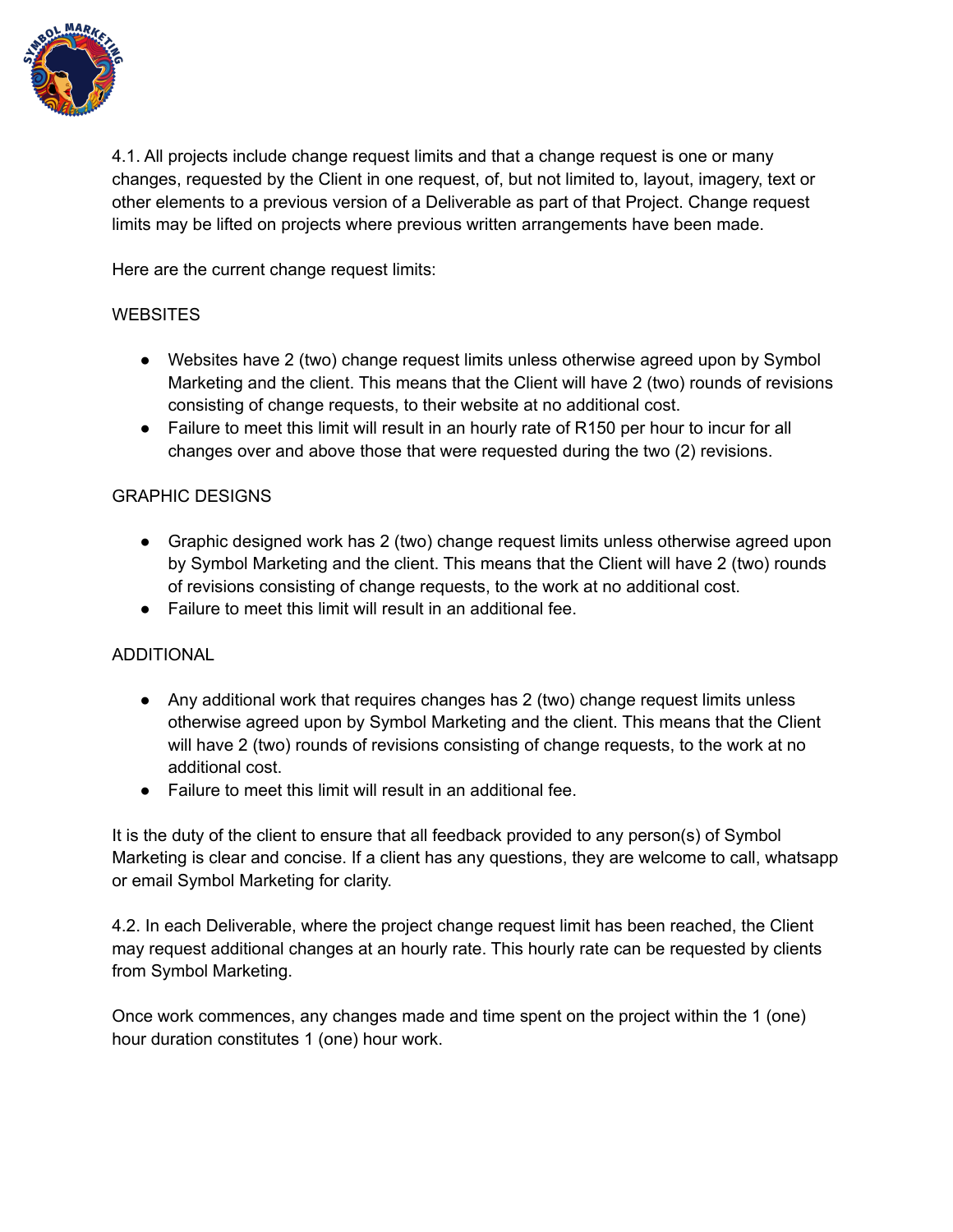4.1. All projects include change request limits and that a change request is one or many changes, requested by the Client in one request, of, but not limited to, layout, imagery, text or other elements to a previous version of a Deliverable as part of that Project. Change request limits may be lifted on projects where previous written arrangements have been made.

Here are the current change request limits:

WEBSITES

- Websites have 2 (two) change request limits unless otherwise agreed upon by Symbol Marketing and the client. This means that the Client will have 2 (two) rounds of revisions consisting of change requests, to their website at no additional cost.
- Failure to meet this limit will result in an hourly rate of R150 per hour to incur for all changes over and above those that were requested during the two (2) revisions.

GRAPHIC DESIGNS

- Graphic designed work has 2 (two) change request limits unless otherwise agreed upon by Symbol Marketing and the client. This means that the Client will have 2 (two) rounds of revisions consisting of change requests, to the work at no additional cost.
- Failure to meet this limit will result in an additional fee.

ADDITIONAL

- Any additional work that requires changes has 2 (two) change request limits unless otherwise agreed upon by Symbol Marketing and the client. This means that the Client will have 2 (two) rounds of revisions consisting of change requests, to the work at no additional cost.
- Failure to meet this limit will result in an additional fee.

It is the duty of the client to ensure that all feedback provided to any person(s) of Symbol Marketing is clear and concise. If a client has any questions, they are welcome to call, whatsapp or email Symbol Marketing for clarity.

4.2. In each Deliverable, where the project change request limit has been reached, the Client may request additional changes at an hourly rate. This hourly rate can be requested by clients from Symbol Marketing.

Once work commences, any changes made and time spent on the project within the 1 (one) hour duration constitutes 1 (one) hour work.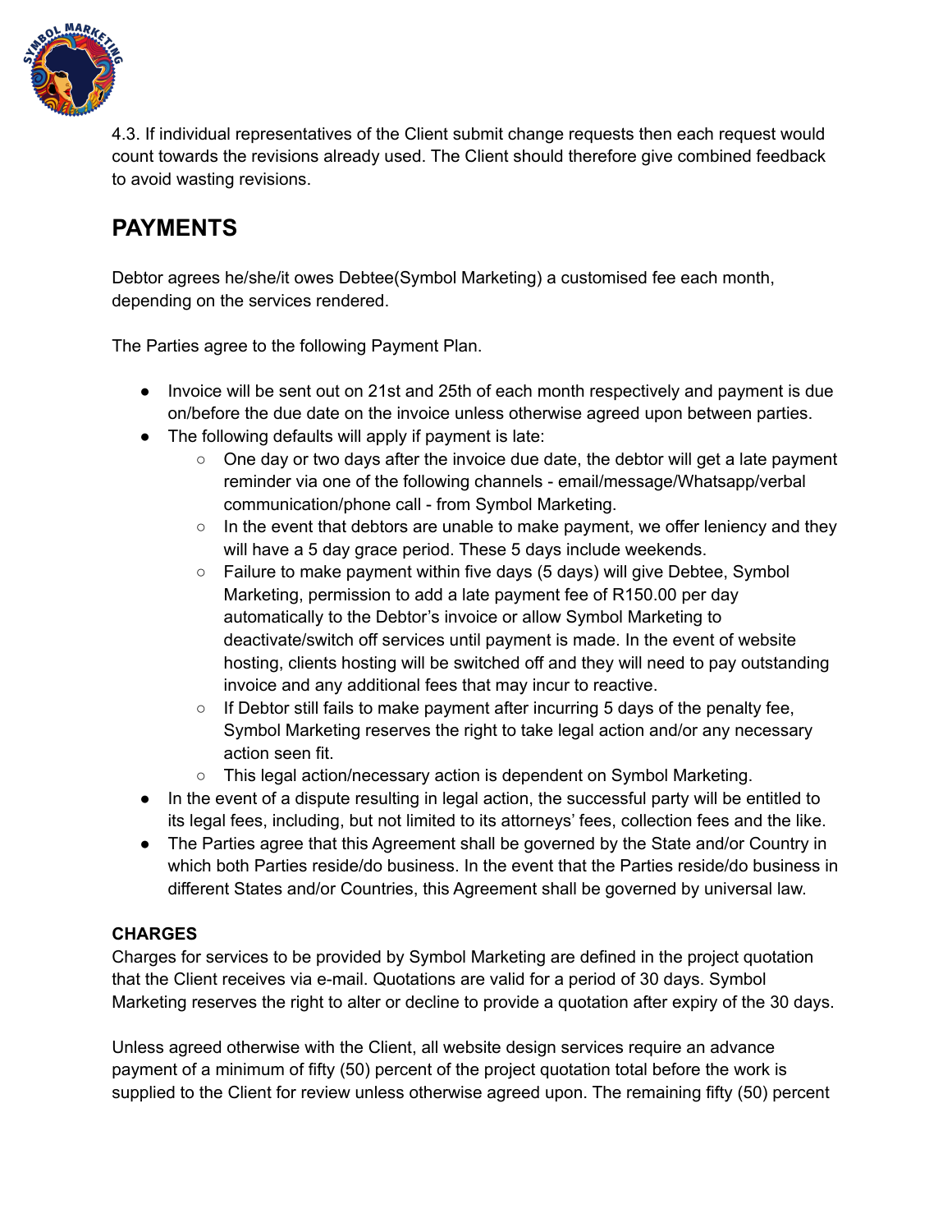4.3. If individual representatives of the Client submit change requests then each request would count towards the revisions already used. The Client should therefore give combined feedback to avoid wasting revisions.

## PAYMENTS

Debtor agrees he/she/it owes Debtee(Symbol Marketing) a customised fee each month, depending on the services rendered.

The Parties agree to the following Payment Plan.

- Invoice will be sent out on 21st and 25th of each month respectively and payment is due on/before the due date on the invoice unless otherwise agreed upon between parties.
- The following defaults will apply if payment is late:
  - One day or two days after the invoice due date, the debtor will get a late payment reminder via one of the following channels - email/message/Whatsapp/verbal communication/phone call - from Symbol Marketing.
  - In the event that debtors are unable to make payment, we offer leniency and they will have a 5 day grace period. These 5 days include weekends.
  - Failure to make payment within five days (5 days) will give Debtee, Symbol Marketing, permission to add a late payment fee of R150.00 per day automatically to the Debtor's invoice or allow Symbol Marketing to deactivate/switch off services until payment is made. In the event of website hosting, clients hosting will be switched off and they will need to pay outstanding invoice and any additional fees that may incur to reactive.
  - If Debtor still fails to make payment after incurring 5 days of the penalty fee, Symbol Marketing reserves the right to take legal action and/or any necessary action seen fit.
  - This legal action/necessary action is dependent on Symbol Marketing.
- In the event of a dispute resulting in legal action, the successful party will be entitled to its legal fees, including, but not limited to its attorneys' fees, collection fees and the like.
- The Parties agree that this Agreement shall be governed by the State and/or Country in which both Parties reside/do business. In the event that the Parties reside/do business in different States and/or Countries, this Agreement shall be governed by universal law.

**CHARGES**

Charges for services to be provided by Symbol Marketing are defined in the project quotation that the Client receives via e-mail. Quotations are valid for a period of 30 days. Symbol Marketing reserves the right to alter or decline to provide a quotation after expiry of the 30 days.

Unless agreed otherwise with the Client, all website design services require an advance payment of a minimum of fifty (50) percent of the project quotation total before the work is supplied to the Client for review unless otherwise agreed upon. The remaining fifty (50) percent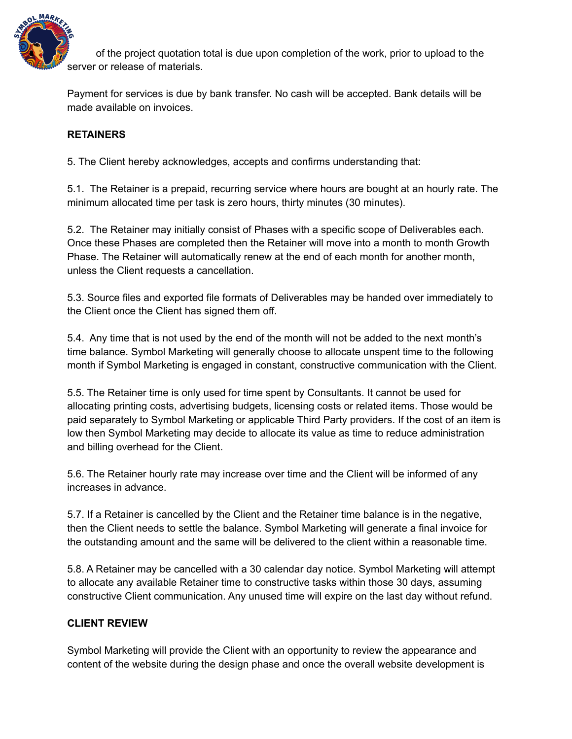of the project quotation total is due upon completion of the work, prior to upload to the server or release of materials.

Payment for services is due by bank transfer. No cash will be accepted. Bank details will be made available on invoices.

**RETAINERS**

5. The Client hereby acknowledges, accepts and confirms understanding that:

5.1. The Retainer is a prepaid, recurring service where hours are bought at an hourly rate. The minimum allocated time per task is zero hours, thirty minutes (30 minutes).

5.2. The Retainer may initially consist of Phases with a specific scope of Deliverables each. Once these Phases are completed then the Retainer will move into a month to month Growth Phase. The Retainer will automatically renew at the end of each month for another month, unless the Client requests a cancellation.

5.3. Source files and exported file formats of Deliverables may be handed over immediately to the Client once the Client has signed them off.

5.4. Any time that is not used by the end of the month will not be added to the next month's time balance. Symbol Marketing will generally choose to allocate unspent time to the following month if Symbol Marketing is engaged in constant, constructive communication with the Client.

5.5. The Retainer time is only used for time spent by Consultants. It cannot be used for allocating printing costs, advertising budgets, licensing costs or related items. Those would be paid separately to Symbol Marketing or applicable Third Party providers. If the cost of an item is low then Symbol Marketing may decide to allocate its value as time to reduce administration and billing overhead for the Client.

5.6. The Retainer hourly rate may increase over time and the Client will be informed of any increases in advance.

5.7. If a Retainer is cancelled by the Client and the Retainer time balance is in the negative, then the Client needs to settle the balance. Symbol Marketing will generate a final invoice for the outstanding amount and the same will be delivered to the client within a reasonable time.

5.8. A Retainer may be cancelled with a 30 calendar day notice. Symbol Marketing will attempt to allocate any available Retainer time to constructive tasks within those 30 days, assuming constructive Client communication. Any unused time will expire on the last day without refund.

**CLIENT REVIEW**

Symbol Marketing will provide the Client with an opportunity to review the appearance and content of the website during the design phase and once the overall website development is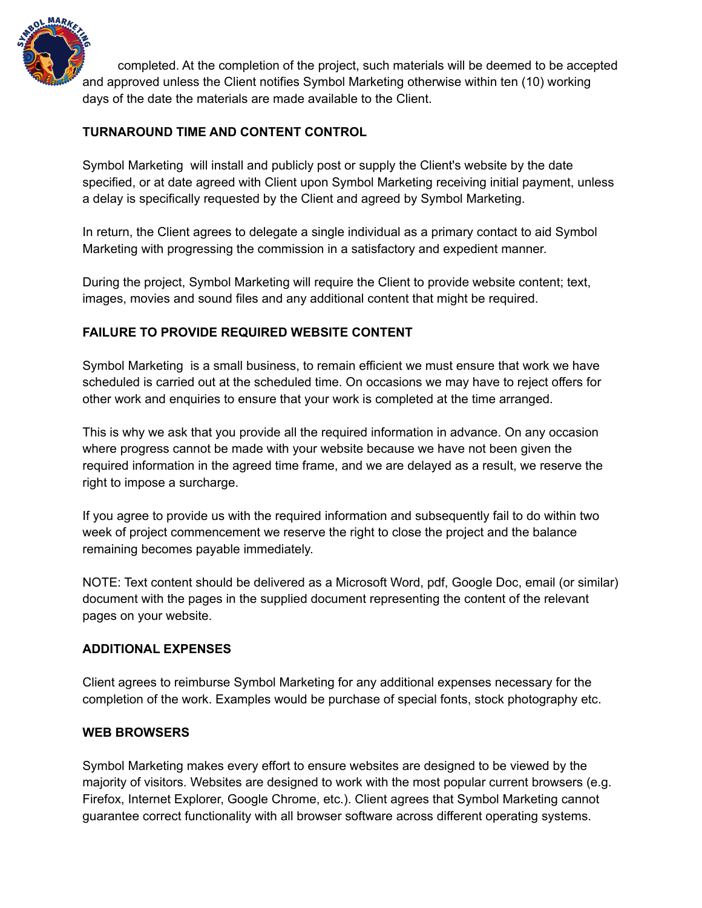completed. At the completion of the project, such materials will be deemed to be accepted and approved unless the Client notifies Symbol Marketing otherwise within ten (10) working days of the date the materials are made available to the Client.

**TURNAROUND TIME AND CONTENT CONTROL**

Symbol Marketing will install and publicly post or supply the Client's website by the date specified, or at date agreed with Client upon Symbol Marketing receiving initial payment, unless a delay is specifically requested by the Client and agreed by Symbol Marketing.

In return, the Client agrees to delegate a single individual as a primary contact to aid Symbol Marketing with progressing the commission in a satisfactory and expedient manner.

During the project, Symbol Marketing will require the Client to provide website content; text, images, movies and sound files and any additional content that might be required.

**FAILURE TO PROVIDE REQUIRED WEBSITE CONTENT**

Symbol Marketing is a small business, to remain efficient we must ensure that work we have scheduled is carried out at the scheduled time. On occasions we may have to reject offers for other work and enquiries to ensure that your work is completed at the time arranged.

This is why we ask that you provide all the required information in advance. On any occasion where progress cannot be made with your website because we have not been given the required information in the agreed time frame, and we are delayed as a result, we reserve the right to impose a surcharge.

If you agree to provide us with the required information and subsequently fail to do within two week of project commencement we reserve the right to close the project and the balance remaining becomes payable immediately.

NOTE: Text content should be delivered as a Microsoft Word, pdf, Google Doc, email (or similar) document with the pages in the supplied document representing the content of the relevant pages on your website.

**ADDITIONAL EXPENSES**

Client agrees to reimburse Symbol Marketing for any additional expenses necessary for the completion of the work. Examples would be purchase of special fonts, stock photography etc.

**WEB BROWSERS**

Symbol Marketing makes every effort to ensure websites are designed to be viewed by the majority of visitors. Websites are designed to work with the most popular current browsers (e.g. Firefox, Internet Explorer, Google Chrome, etc.). Client agrees that Symbol Marketing cannot guarantee correct functionality with all browser software across different operating systems.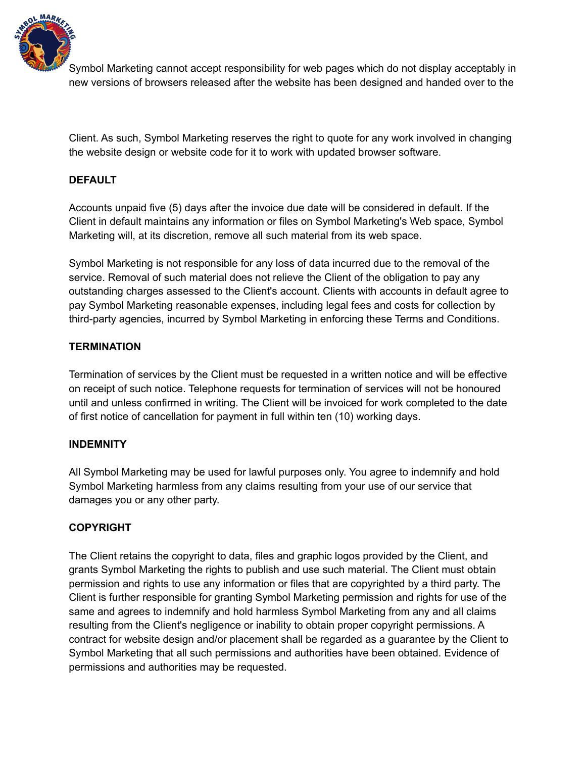Symbol Marketing cannot accept responsibility for web pages which do not display acceptably in new versions of browsers released after the website has been designed and handed over to the Client. As such, Symbol Marketing reserves the right to quote for any work involved in changing the website design or website code for it to work with updated browser software.

**DEFAULT**

Accounts unpaid five (5) days after the invoice due date will be considered in default. If the Client in default maintains any information or files on Symbol Marketing's Web space, Symbol Marketing will, at its discretion, remove all such material from its web space.

Symbol Marketing is not responsible for any loss of data incurred due to the removal of the service. Removal of such material does not relieve the Client of the obligation to pay any outstanding charges assessed to the Client's account. Clients with accounts in default agree to pay Symbol Marketing reasonable expenses, including legal fees and costs for collection by third-party agencies, incurred by Symbol Marketing in enforcing these Terms and Conditions.

**TERMINATION**

Termination of services by the Client must be requested in a written notice and will be effective on receipt of such notice. Telephone requests for termination of services will not be honoured until and unless confirmed in writing. The Client will be invoiced for work completed to the date of first notice of cancellation for payment in full within ten (10) working days.

**INDEMNITY**

All Symbol Marketing may be used for lawful purposes only. You agree to indemnify and hold Symbol Marketing harmless from any claims resulting from your use of our service that damages you or any other party.

**COPYRIGHT**

The Client retains the copyright to data, files and graphic logos provided by the Client, and grants Symbol Marketing the rights to publish and use such material. The Client must obtain permission and rights to use any information or files that are copyrighted by a third party. The Client is further responsible for granting Symbol Marketing permission and rights for use of the same and agrees to indemnify and hold harmless Symbol Marketing from any and all claims resulting from the Client's negligence or inability to obtain proper copyright permissions. A contract for website design and/or placement shall be regarded as a guarantee by the Client to Symbol Marketing that all such permissions and authorities have been obtained. Evidence of permissions and authorities may be requested.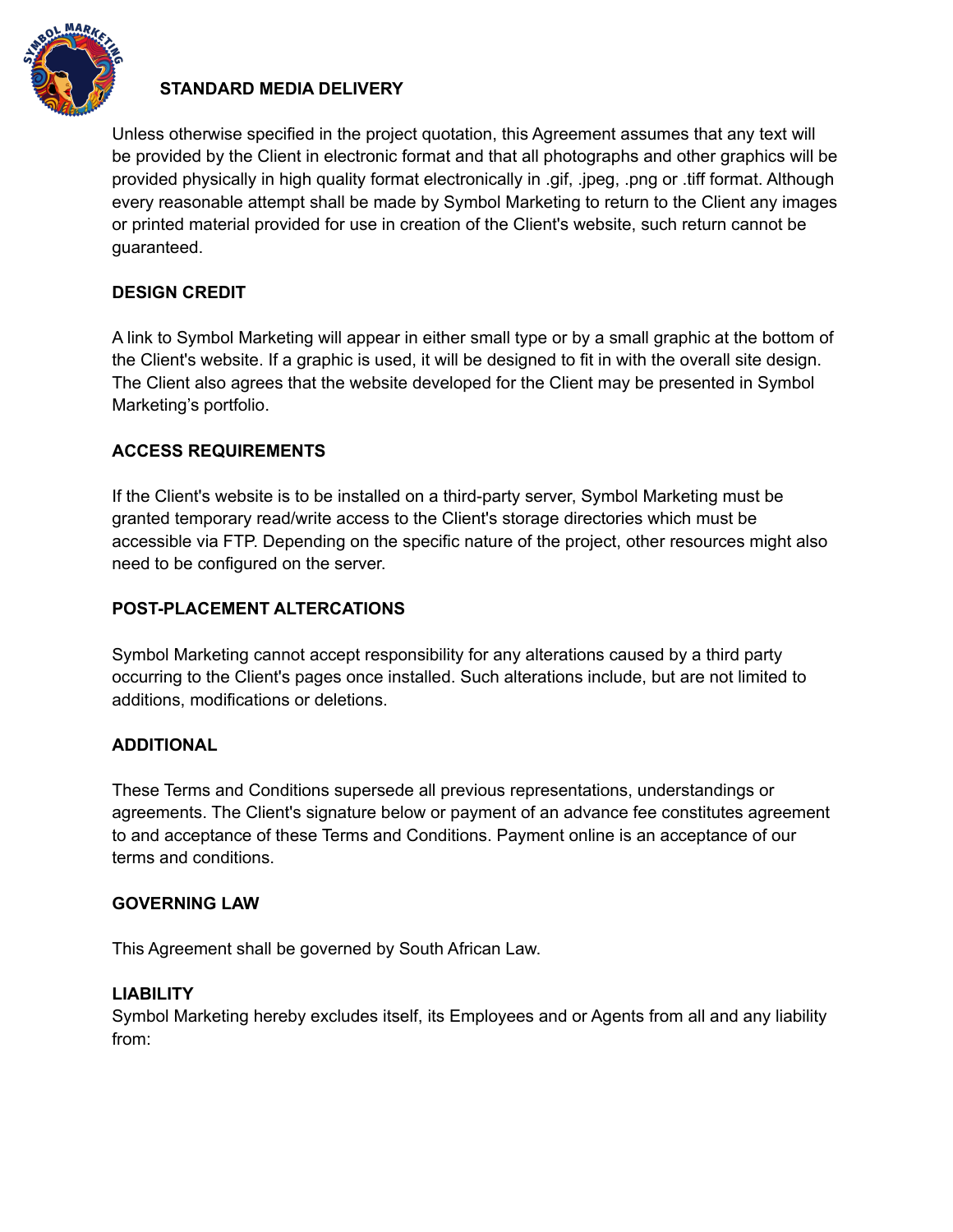## STANDARD MEDIA DELIVERY

Unless otherwise specified in the project quotation, this Agreement assumes that any text will be provided by the Client in electronic format and that all photographs and other graphics will be provided physically in high quality format electronically in .gif, .jpeg, .png or .tiff format. Although every reasonable attempt shall be made by Symbol Marketing to return to the Client any images or printed material provided for use in creation of the Client's website, such return cannot be guaranteed.

## DESIGN CREDIT

A link to Symbol Marketing will appear in either small type or by a small graphic at the bottom of the Client's website. If a graphic is used, it will be designed to fit in with the overall site design. The Client also agrees that the website developed for the Client may be presented in Symbol Marketing's portfolio.

## ACCESS REQUIREMENTS

If the Client's website is to be installed on a third-party server, Symbol Marketing must be granted temporary read/write access to the Client's storage directories which must be accessible via FTP. Depending on the specific nature of the project, other resources might also need to be configured on the server.

## POST-PLACEMENT ALTERCATIONS

Symbol Marketing cannot accept responsibility for any alterations caused by a third party occurring to the Client's pages once installed. Such alterations include, but are not limited to additions, modifications or deletions.

## ADDITIONAL

These Terms and Conditions supersede all previous representations, understandings or agreements. The Client's signature below or payment of an advance fee constitutes agreement to and acceptance of these Terms and Conditions. Payment online is an acceptance of our terms and conditions.

## GOVERNING LAW

This Agreement shall be governed by South African Law.

## LIABILITY

Symbol Marketing hereby excludes itself, its Employees and or Agents from all and any liability from: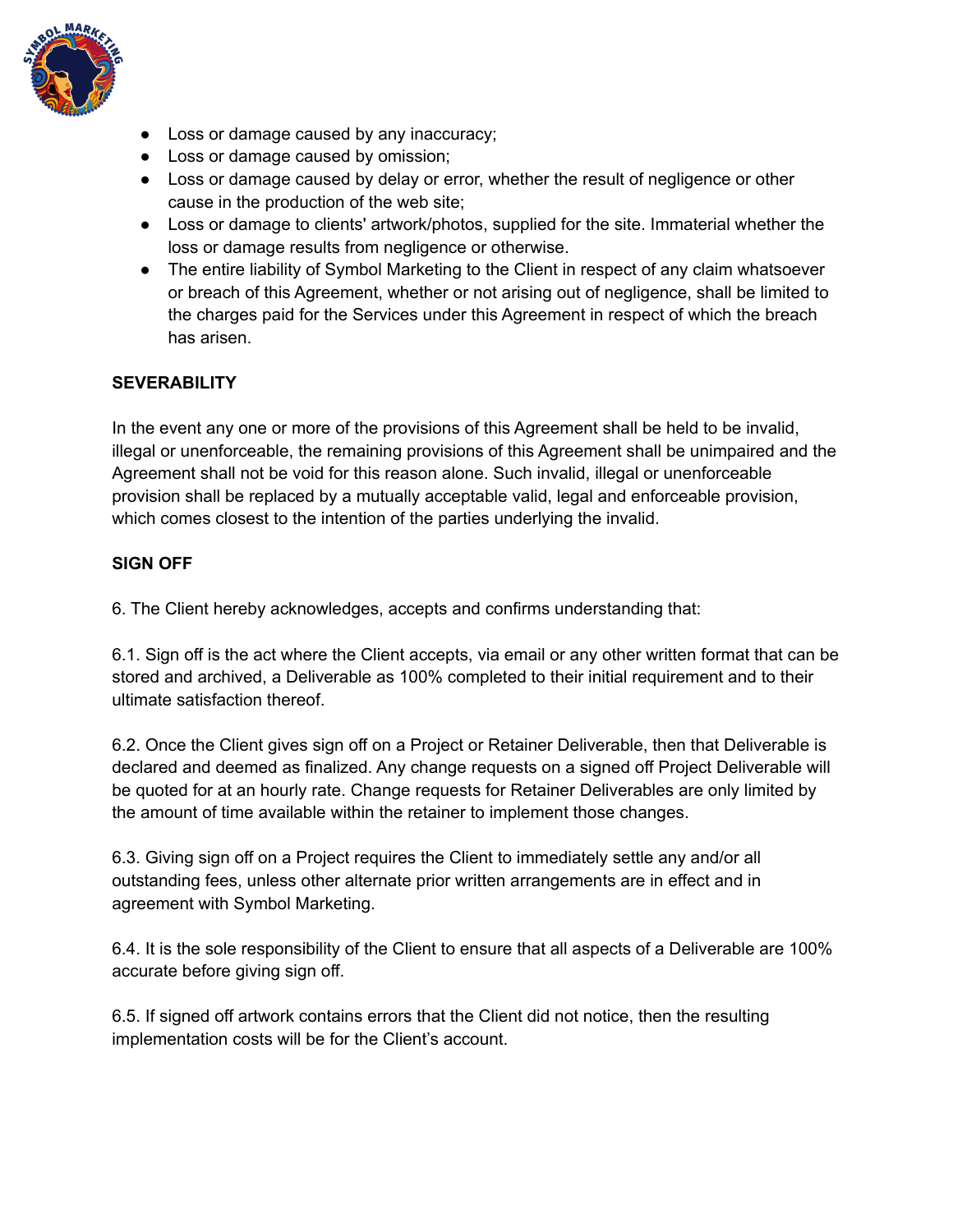- Loss or damage caused by any inaccuracy;
- Loss or damage caused by omission;
- Loss or damage caused by delay or error, whether the result of negligence or other cause in the production of the web site;
- Loss or damage to clients' artwork/photos, supplied for the site. Immaterial whether the loss or damage results from negligence or otherwise.
- The entire liability of Symbol Marketing to the Client in respect of any claim whatsoever or breach of this Agreement, whether or not arising out of negligence, shall be limited to the charges paid for the Services under this Agreement in respect of which the breach has arisen.

**SEVERABILITY**

In the event any one or more of the provisions of this Agreement shall be held to be invalid, illegal or unenforceable, the remaining provisions of this Agreement shall be unimpaired and the Agreement shall not be void for this reason alone. Such invalid, illegal or unenforceable provision shall be replaced by a mutually acceptable valid, legal and enforceable provision, which comes closest to the intention of the parties underlying the invalid.

**SIGN OFF**

6. The Client hereby acknowledges, accepts and confirms understanding that:

6.1. Sign off is the act where the Client accepts, via email or any other written format that can be stored and archived, a Deliverable as 100% completed to their initial requirement and to their ultimate satisfaction thereof.

6.2. Once the Client gives sign off on a Project or Retainer Deliverable, then that Deliverable is declared and deemed as finalized. Any change requests on a signed off Project Deliverable will be quoted for at an hourly rate. Change requests for Retainer Deliverables are only limited by the amount of time available within the retainer to implement those changes.

6.3. Giving sign off on a Project requires the Client to immediately settle any and/or all outstanding fees, unless other alternate prior written arrangements are in effect and in agreement with Symbol Marketing.

6.4. It is the sole responsibility of the Client to ensure that all aspects of a Deliverable are 100% accurate before giving sign off.

6.5. If signed off artwork contains errors that the Client did not notice, then the resulting implementation costs will be for the Client's account.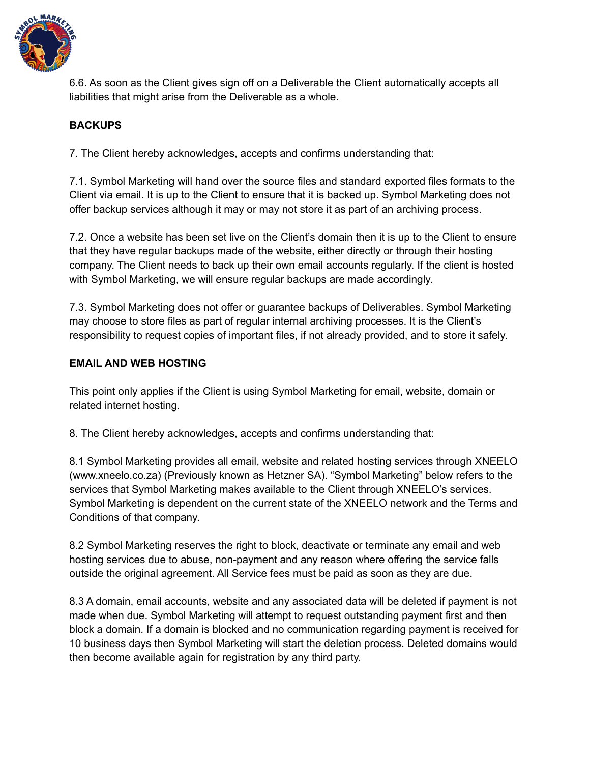6.6. As soon as the Client gives sign off on a Deliverable the Client automatically accepts all liabilities that might arise from the Deliverable as a whole.

**BACKUPS**

7. The Client hereby acknowledges, accepts and confirms understanding that:

7.1. Symbol Marketing will hand over the source files and standard exported files formats to the Client via email. It is up to the Client to ensure that it is backed up. Symbol Marketing does not offer backup services although it may or may not store it as part of an archiving process.

7.2. Once a website has been set live on the Client's domain then it is up to the Client to ensure that they have regular backups made of the website, either directly or through their hosting company. The Client needs to back up their own email accounts regularly. If the client is hosted with Symbol Marketing, we will ensure regular backups are made accordingly.

7.3. Symbol Marketing does not offer or guarantee backups of Deliverables. Symbol Marketing may choose to store files as part of regular internal archiving processes. It is the Client's responsibility to request copies of important files, if not already provided, and to store it safely.

**EMAIL AND WEB HOSTING**

This point only applies if the Client is using Symbol Marketing for email, website, domain or related internet hosting.

8. The Client hereby acknowledges, accepts and confirms understanding that:

8.1 Symbol Marketing provides all email, website and related hosting services through XNEELO (www.xneelo.co.za) (Previously known as Hetzner SA). "Symbol Marketing" below refers to the services that Symbol Marketing makes available to the Client through XNEELO's services. Symbol Marketing is dependent on the current state of the XNEELO network and the Terms and Conditions of that company.

8.2 Symbol Marketing reserves the right to block, deactivate or terminate any email and web hosting services due to abuse, non-payment and any reason where offering the service falls outside the original agreement. All Service fees must be paid as soon as they are due.

8.3 A domain, email accounts, website and any associated data will be deleted if payment is not made when due. Symbol Marketing will attempt to request outstanding payment first and then block a domain. If a domain is blocked and no communication regarding payment is received for 10 business days then Symbol Marketing will start the deletion process. Deleted domains would then become available again for registration by any third party.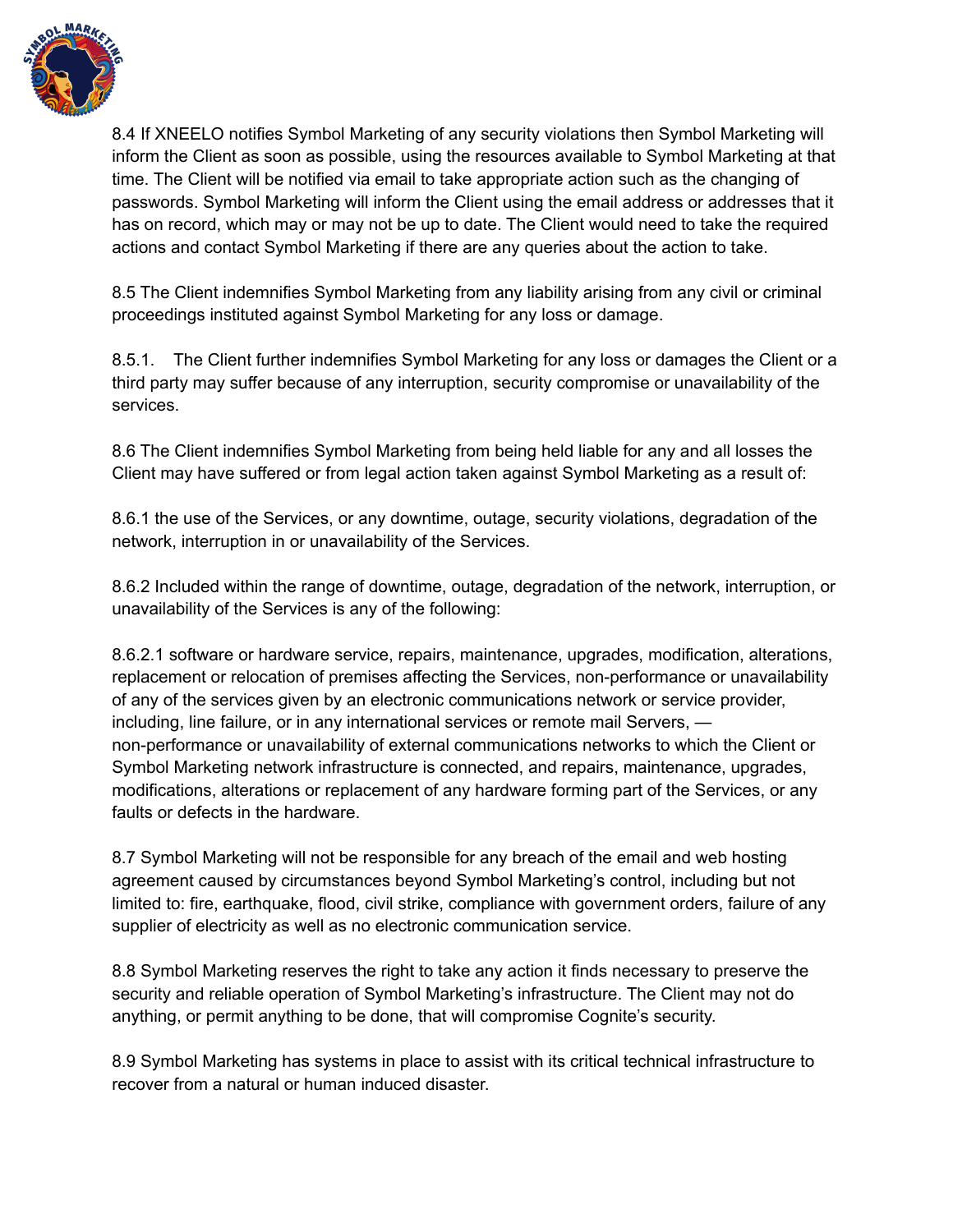8.4 If XNEELO notifies Symbol Marketing of any security violations then Symbol Marketing will inform the Client as soon as possible, using the resources available to Symbol Marketing at that time. The Client will be notified via email to take appropriate action such as the changing of passwords. Symbol Marketing will inform the Client using the email address or addresses that it has on record, which may or may not be up to date. The Client would need to take the required actions and contact Symbol Marketing if there are any queries about the action to take.

8.5 The Client indemnifies Symbol Marketing from any liability arising from any civil or criminal proceedings instituted against Symbol Marketing for any loss or damage.

8.5.1. The Client further indemnifies Symbol Marketing for any loss or damages the Client or a third party may suffer because of any interruption, security compromise or unavailability of the services.

8.6 The Client indemnifies Symbol Marketing from being held liable for any and all losses the Client may have suffered or from legal action taken against Symbol Marketing as a result of:

8.6.1 the use of the Services, or any downtime, outage, security violations, degradation of the network, interruption in or unavailability of the Services.

8.6.2 Included within the range of downtime, outage, degradation of the network, interruption, or unavailability of the Services is any of the following:

8.6.2.1 software or hardware service, repairs, maintenance, upgrades, modification, alterations, replacement or relocation of premises affecting the Services, non-performance or unavailability of any of the services given by an electronic communications network or service provider, including, line failure, or in any international services or remote mail Servers, — non-performance or unavailability of external communications networks to which the Client or Symbol Marketing network infrastructure is connected, and repairs, maintenance, upgrades, modifications, alterations or replacement of any hardware forming part of the Services, or any faults or defects in the hardware.

8.7 Symbol Marketing will not be responsible for any breach of the email and web hosting agreement caused by circumstances beyond Symbol Marketing's control, including but not limited to: fire, earthquake, flood, civil strike, compliance with government orders, failure of any supplier of electricity as well as no electronic communication service.

8.8 Symbol Marketing reserves the right to take any action it finds necessary to preserve the security and reliable operation of Symbol Marketing's infrastructure. The Client may not do anything, or permit anything to be done, that will compromise Cognite's security.

8.9 Symbol Marketing has systems in place to assist with its critical technical infrastructure to recover from a natural or human induced disaster.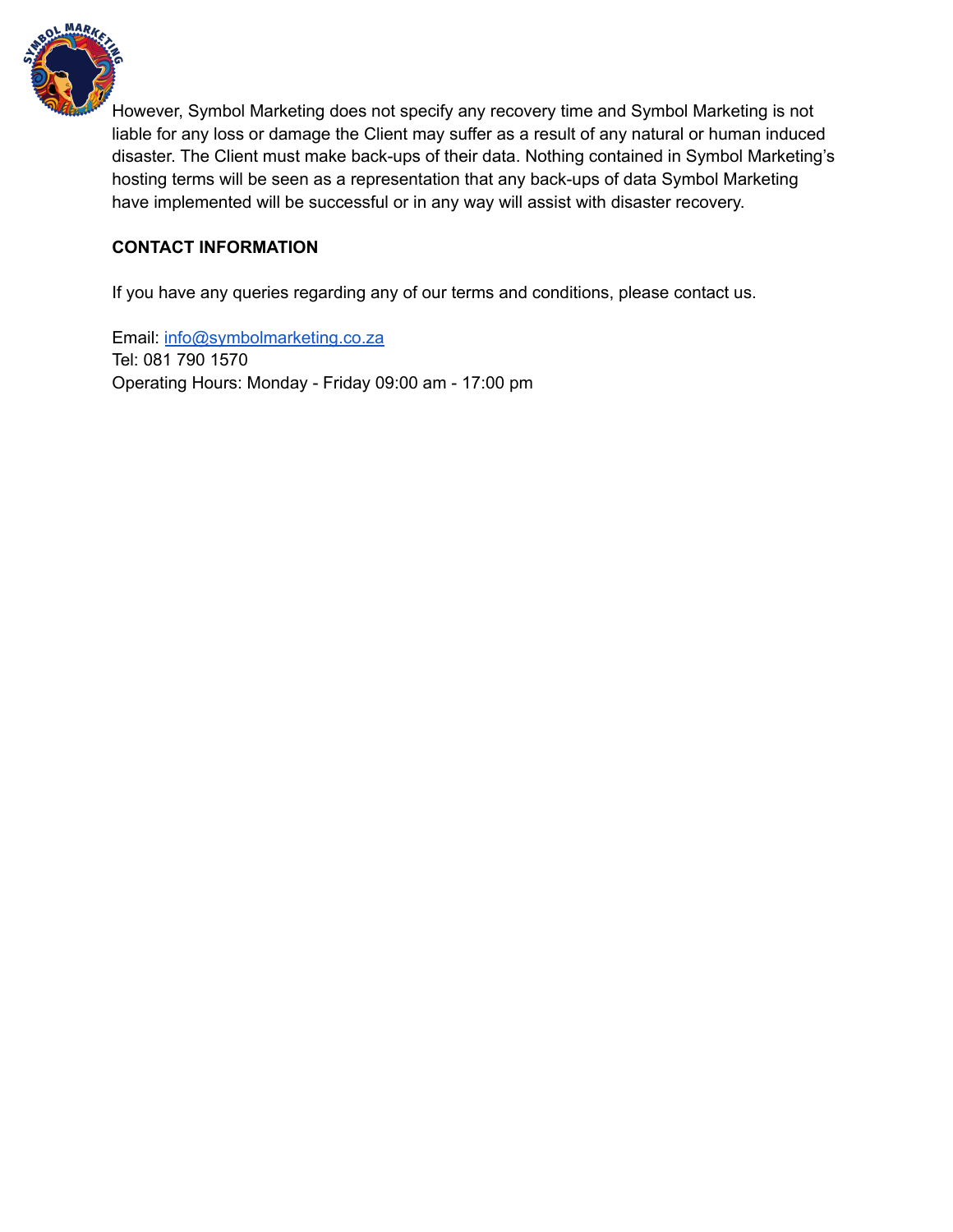However, Symbol Marketing does not specify any recovery time and Symbol Marketing is not liable for any loss or damage the Client may suffer as a result of any natural or human induced disaster. The Client must make back-ups of their data. Nothing contained in Symbol Marketing's hosting terms will be seen as a representation that any back-ups of data Symbol Marketing have implemented will be successful or in any way will assist with disaster recovery.

**CONTACT INFORMATION**

If you have any queries regarding any of our terms and conditions, please contact us.

Email: info@symbolmarketing.co.za
Tel: 081 790 1570
Operating Hours: Monday - Friday 09:00 am - 17:00 pm